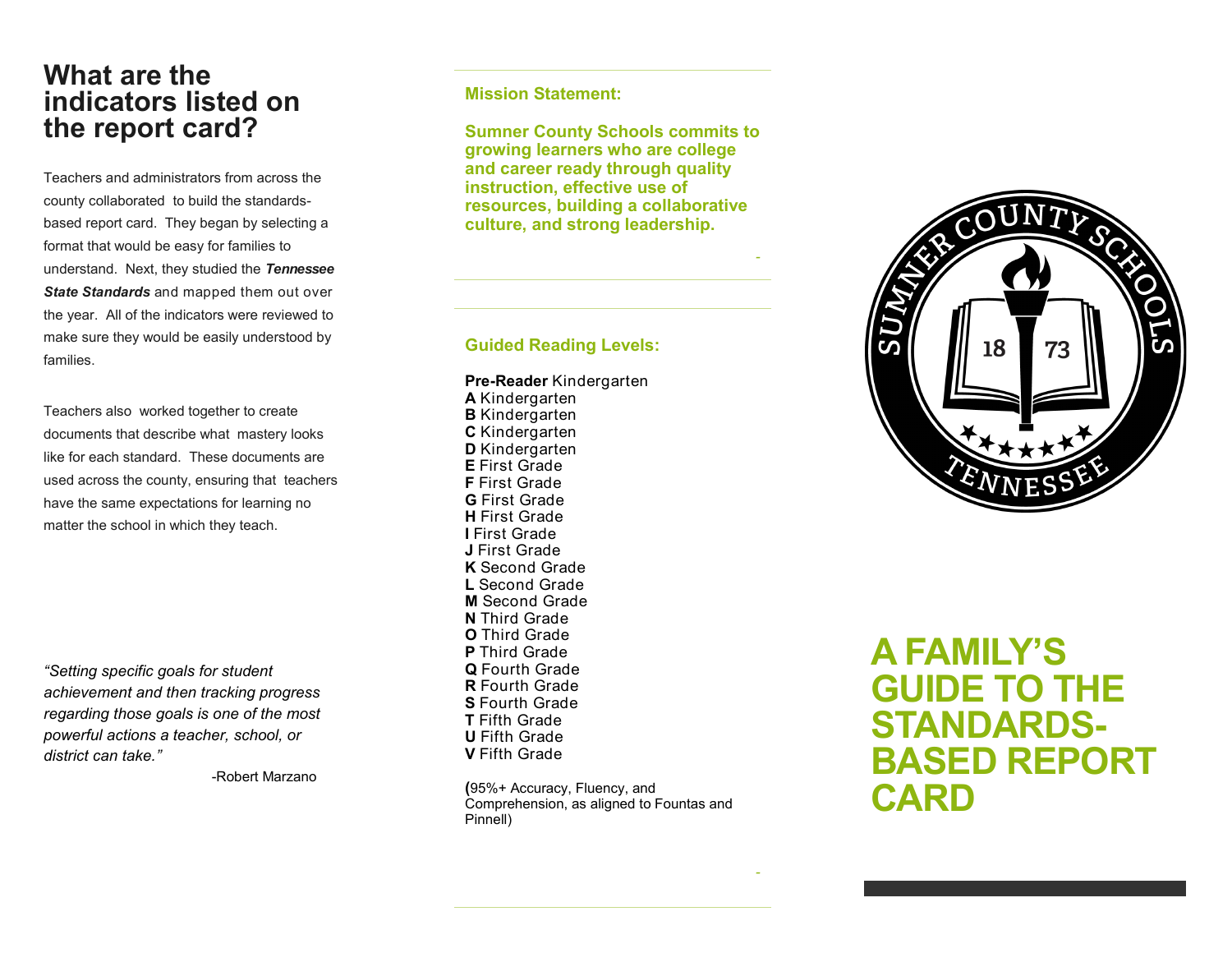# What are the indicators listed on the report card?

Teachers and administrators from across the county collaborated to build the standards-based report card. They began by selecting a format that would be easy for families to understand. Next, they studied the ***Tennessee State Standards*** and mapped them out over the year. All of the indicators were reviewed to make sure they would be easily understood by families.

Teachers also worked together to create documents that describe what mastery looks like for each standard. These documents are used across the county, ensuring that teachers have the same expectations for learning no matter the school in which they teach.

*"Setting specific goals for student achievement and then tracking progress regarding those goals is one of the most powerful actions a teacher, school, or district can take."*

-Robert Marzano

## Mission Statement:

**Sumner County Schools commits to growing learners who are college and career ready through quality instruction, effective use of resources, building a collaborative culture, and strong leadership.**

## Guided Reading Levels:

**Pre-Reader** Kindergarten
**A** Kindergarten
**B** Kindergarten
**C** Kindergarten
**D** Kindergarten
**E** First Grade
**F** First Grade
**G** First Grade
**H** First Grade
**I** First Grade
**J** First Grade
**K** Second Grade
**L** Second Grade
**M** Second Grade
**N** Third Grade
**O** Third Grade
**P** Third Grade
**Q** Fourth Grade
**R** Fourth Grade
**S** Fourth Grade
**T** Fifth Grade
**U** Fifth Grade
**V** Fifth Grade

**(**95%+ Accuracy, Fluency, and Comprehension, as aligned to Fountas and Pinnell)

SUMNER COUNTY SCHOOLS
18 73
TENNESSEE

# A FAMILY'S GUIDE TO THE STANDARDS-BASED REPORT CARD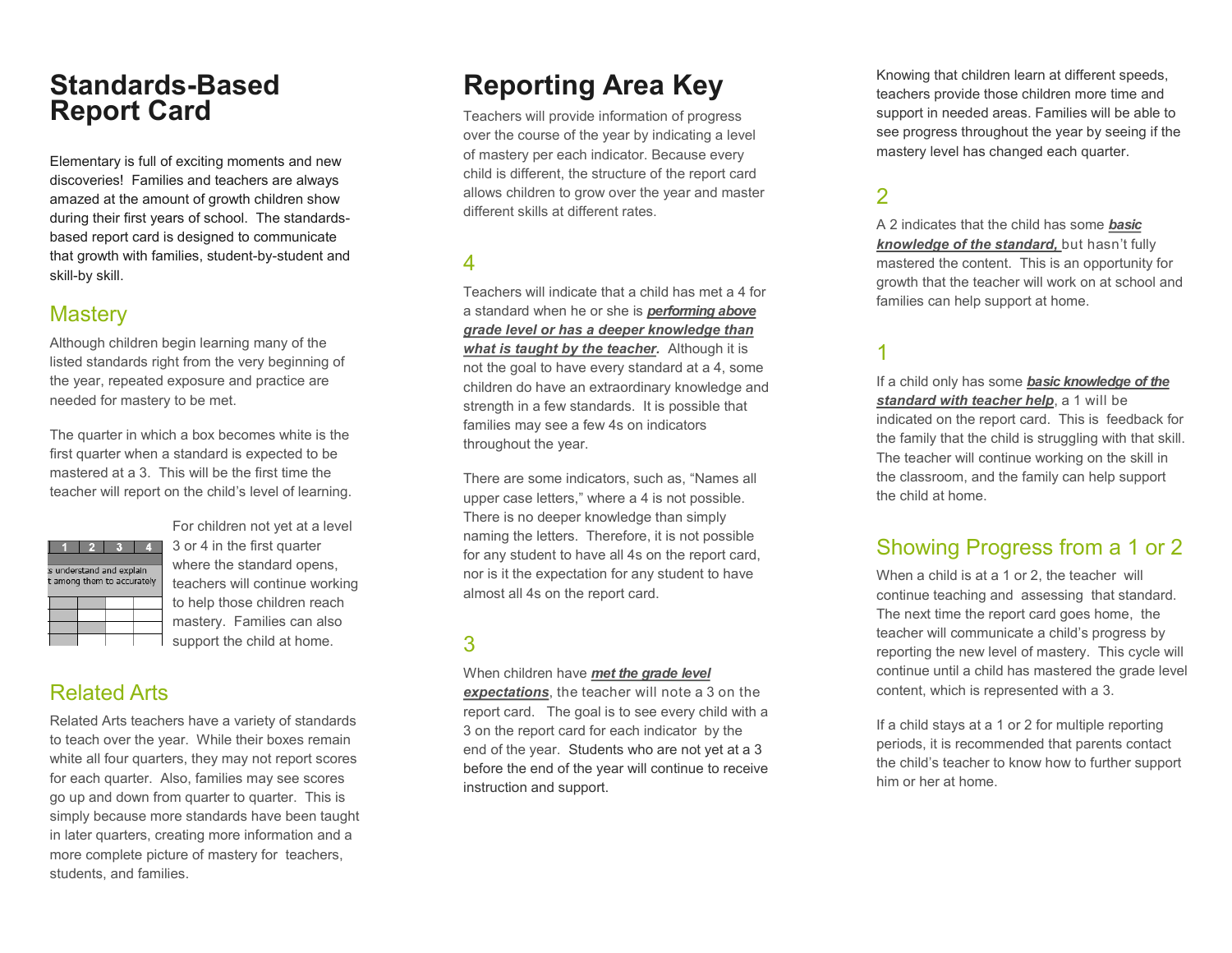# Standards-Based Report Card

Elementary is full of exciting moments and new discoveries! Families and teachers are always amazed at the amount of growth children show during their first years of school. The standards-based report card is designed to communicate that growth with families, student-by-student and skill-by skill.

## Mastery

Although children begin learning many of the listed standards right from the very beginning of the year, repeated exposure and practice are needed for mastery to be met.

The quarter in which a box becomes white is the first quarter when a standard is expected to be mastered at a 3. This will be the first time the teacher will report on the child's level of learning.

| 1 | 2 | 3 | 4 |
|---|---|---|---|
| s understand and explain t among them to accurately | | | |
| | | | |
| | | | |
| | | | |
| | | | |

For children not yet at a level 3 or 4 in the first quarter where the standard opens, teachers will continue working to help those children reach mastery. Families can also support the child at home.

## Related Arts

Related Arts teachers have a variety of standards to teach over the year. While their boxes remain white all four quarters, they may not report scores for each quarter. Also, families may see scores go up and down from quarter to quarter. This is simply because more standards have been taught in later quarters, creating more information and a more complete picture of mastery for teachers, students, and families.

# Reporting Area Key

Teachers will provide information of progress over the course of the year by indicating a level of mastery per each indicator. Because every child is different, the structure of the report card allows children to grow over the year and master different skills at different rates.

## 4

Teachers will indicate that a child has met a 4 for a standard when he or she is ***performing above grade level or has a deeper knowledge than what is taught by the teacher.*** Although it is not the goal to have every standard at a 4, some children do have an extraordinary knowledge and strength in a few standards. It is possible that families may see a few 4s on indicators throughout the year.

There are some indicators, such as, "Names all upper case letters," where a 4 is not possible. There is no deeper knowledge than simply naming the letters. Therefore, it is not possible for any student to have all 4s on the report card, nor is it the expectation for any student to have almost all 4s on the report card.

## 3

When children have ***met the grade level expectations***, the teacher will note a 3 on the report card. The goal is to see every child with a 3 on the report card for each indicator by the end of the year. Students who are not yet at a 3 before the end of the year will continue to receive instruction and support.

Knowing that children learn at different speeds, teachers provide those children more time and support in needed areas. Families will be able to see progress throughout the year by seeing if the mastery level has changed each quarter.

## 2

A 2 indicates that the child has some ***basic knowledge of the standard,*** but hasn't fully mastered the content. This is an opportunity for growth that the teacher will work on at school and families can help support at home.

## 1

If a child only has some ***basic knowledge of the standard with teacher help***, a 1 will be indicated on the report card. This is feedback for the family that the child is struggling with that skill. The teacher will continue working on the skill in the classroom, and the family can help support the child at home.

## Showing Progress from a 1 or 2

When a child is at a 1 or 2, the teacher will continue teaching and assessing that standard. The next time the report card goes home, the teacher will communicate a child's progress by reporting the new level of mastery. This cycle will continue until a child has mastered the grade level content, which is represented with a 3.

If a child stays at a 1 or 2 for multiple reporting periods, it is recommended that parents contact the child's teacher to know how to further support him or her at home.